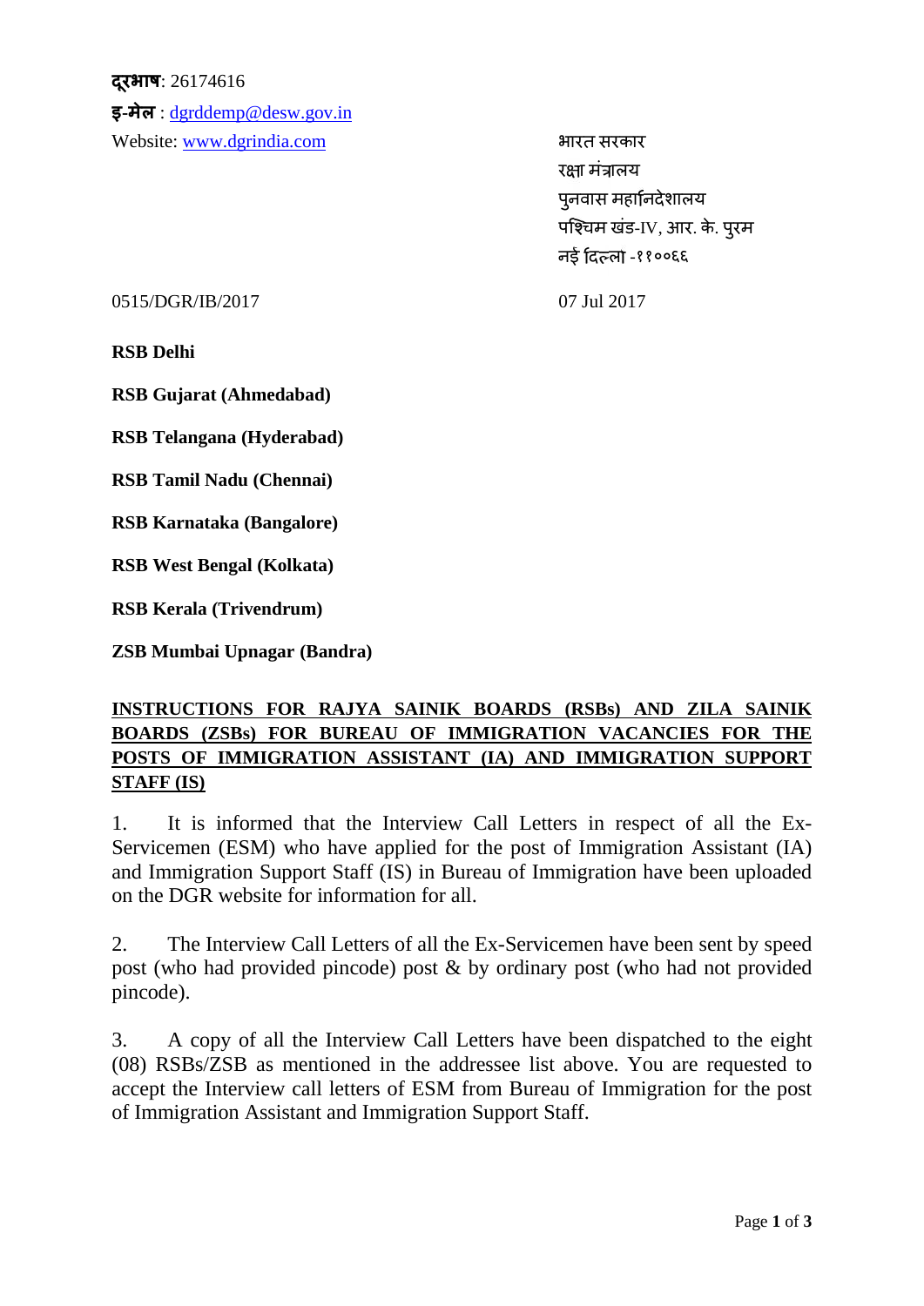**दूरभाष**: 26174616

**इ-मेल** : dgrddemp@desw.gov.in

Website: www.dgrindia.com

भारत सरकार
रक्षा मंत्रालय
पुनवास महानिदेशालय
पश्चिम खंड-IV, आर. के. पुरम
नई दिल्ला -११००६६

0515/DGR/IB/2017

07 Jul 2017

**RSB Delhi**

**RSB Gujarat (Ahmedabad)**

**RSB Telangana (Hyderabad)**

**RSB Tamil Nadu (Chennai)**

**RSB Karnataka (Bangalore)**

**RSB West Bengal (Kolkata)**

**RSB Kerala (Trivendrum)**

**ZSB Mumbai Upnagar (Bandra)**

**INSTRUCTIONS FOR RAJYA SAINIK BOARDS (RSBs) AND ZILA SAINIK BOARDS (ZSBs) FOR BUREAU OF IMMIGRATION VACANCIES FOR THE POSTS OF IMMIGRATION ASSISTANT (IA) AND IMMIGRATION SUPPORT STAFF (IS)**

1. It is informed that the Interview Call Letters in respect of all the Ex-Servicemen (ESM) who have applied for the post of Immigration Assistant (IA) and Immigration Support Staff (IS) in Bureau of Immigration have been uploaded on the DGR website for information for all.

2. The Interview Call Letters of all the Ex-Servicemen have been sent by speed post (who had provided pincode) post & by ordinary post (who had not provided pincode).

3. A copy of all the Interview Call Letters have been dispatched to the eight (08) RSBs/ZSB as mentioned in the addressee list above. You are requested to accept the Interview call letters of ESM from Bureau of Immigration for the post of Immigration Assistant and Immigration Support Staff.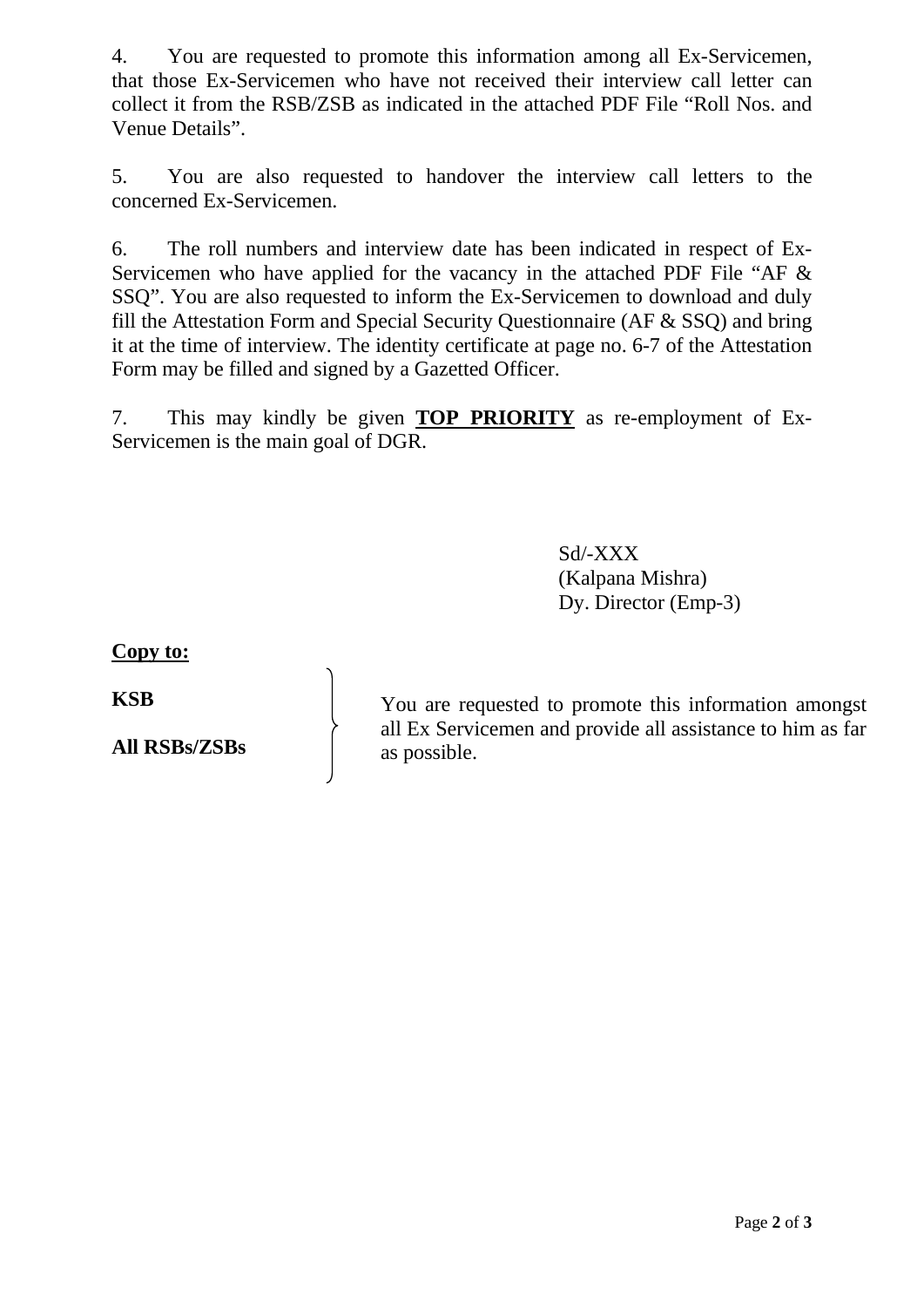4. You are requested to promote this information among all Ex-Servicemen, that those Ex-Servicemen who have not received their interview call letter can collect it from the RSB/ZSB as indicated in the attached PDF File "Roll Nos. and Venue Details".

5. You are also requested to handover the interview call letters to the concerned Ex-Servicemen.

6. The roll numbers and interview date has been indicated in respect of Ex-Servicemen who have applied for the vacancy in the attached PDF File "AF & SSQ". You are also requested to inform the Ex-Servicemen to download and duly fill the Attestation Form and Special Security Questionnaire (AF & SSQ) and bring it at the time of interview. The identity certificate at page no. 6-7 of the Attestation Form may be filled and signed by a Gazetted Officer.

7. This may kindly be given **TOP PRIORITY** as re-employment of Ex-Servicemen is the main goal of DGR.

Sd/-XXX
(Kalpana Mishra)
Dy. Director (Emp-3)

**Copy to:**

**KSB**

**All RSBs/ZSBs**

} You are requested to promote this information amongst all Ex Servicemen and provide all assistance to him as far as possible.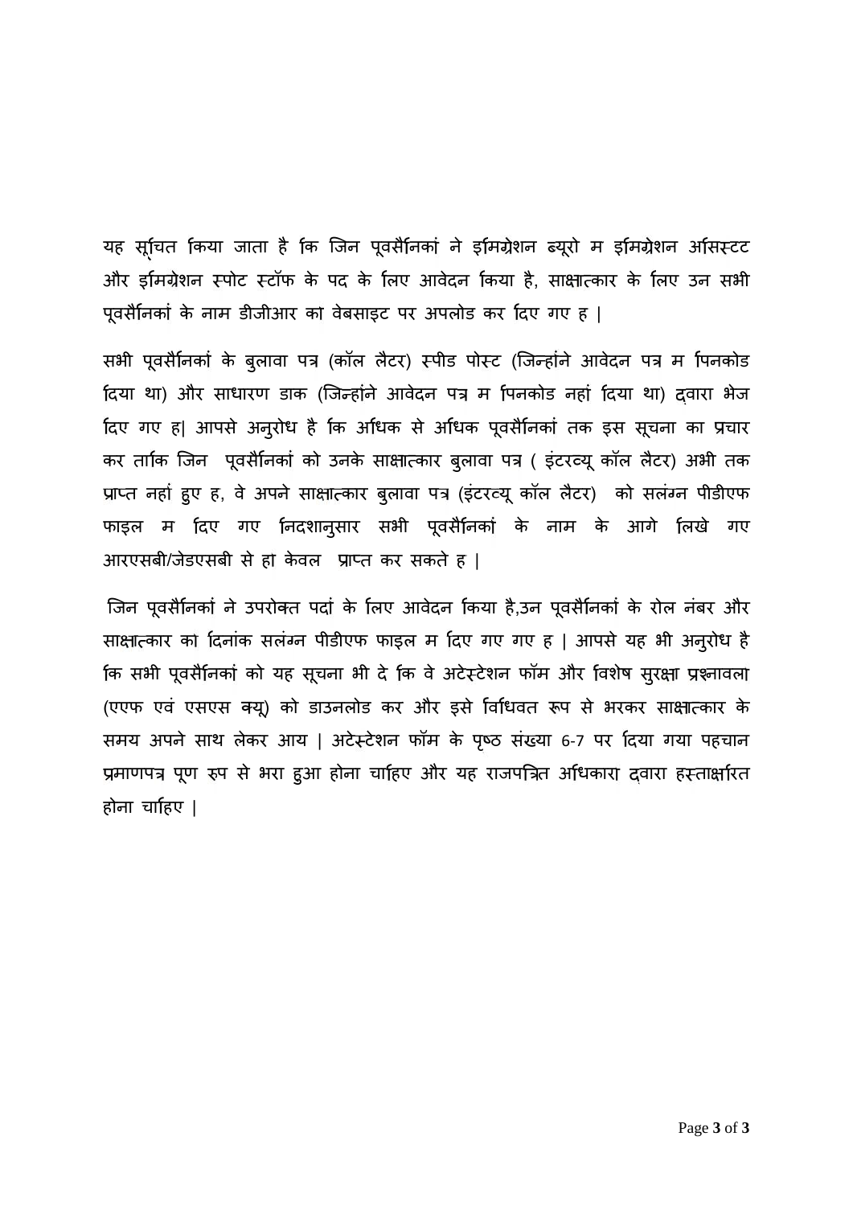यह सूचित किया जाता है कि जिन पूवसैनिकां ने ईमिग्रेशन ब्यूरो म ईमिग्रेशन असिस्टट और ईमिग्रेशन स्पोट स्टॉफ के पद के लिए आवेदन किया है, साक्षात्कार के लिए उन सभी पूवसैनिकां के नाम डीजीआर का वेबसाइट पर अपलोड कर दिए गए ह |

सभी पूवसैनिकां के बुलावा पत्र (कॉल लैटर) स्पीड पोस्ट (जिन्हांने आवेदन पत्र म पिनकोड दिया था) और साधारण डाक (जिन्हांने आवेदन पत्र म पिनकोड नहां दिया था) द्वारा भेज दिए गए ह| आपसे अनुरोध है कि अधिक से अधिक पूवसैनिकां तक इस सूचना का प्रचार कर ताकि जिन पूवसैनिकां को उनके साक्षात्कार बुलावा पत्र ( इंटरव्यू कॉल लैटर) अभी तक प्राप्त नहां हुए ह, वे अपने साक्षात्कार बुलावा पत्र (इंटरव्यू कॉल लैटर) को सलंग्न पीडीएफ फाइल म दिए गए निदशानुसार सभी पूवसैनिकां के नाम के आगे लिखे गए आरएसबी/जेडएसबी से हा केवल प्राप्त कर सकते ह |

जिन पूवसैनिकां ने उपरोक्त पदां के लिए आवेदन किया है,उन पूवसैनिकां के रोल नंबर और साक्षात्कार का दिनांक सलंग्न पीडीएफ फाइल म दिए गए गए ह | आपसे यह भी अनुरोध है कि सभी पूवसैनिकां को यह सूचना भी दे कि वे अटेस्टेशन फॉम और विशेष सुरक्षा प्रश्नावला (एएफ एवं एसएस क्यू) को डाउनलोड कर और इसे विधिवत रूप से भरकर साक्षात्कार के समय अपने साथ लेकर आय | अटेस्टेशन फॉम के पृष्ठ संख्या 6-7 पर दिया गया पहचान प्रमाणपत्र पूण रुप से भरा हुआ होना चाहिए और यह राजपत्रित अधिकारा द्वारा हस्ताक्षरित होना चाहिए |